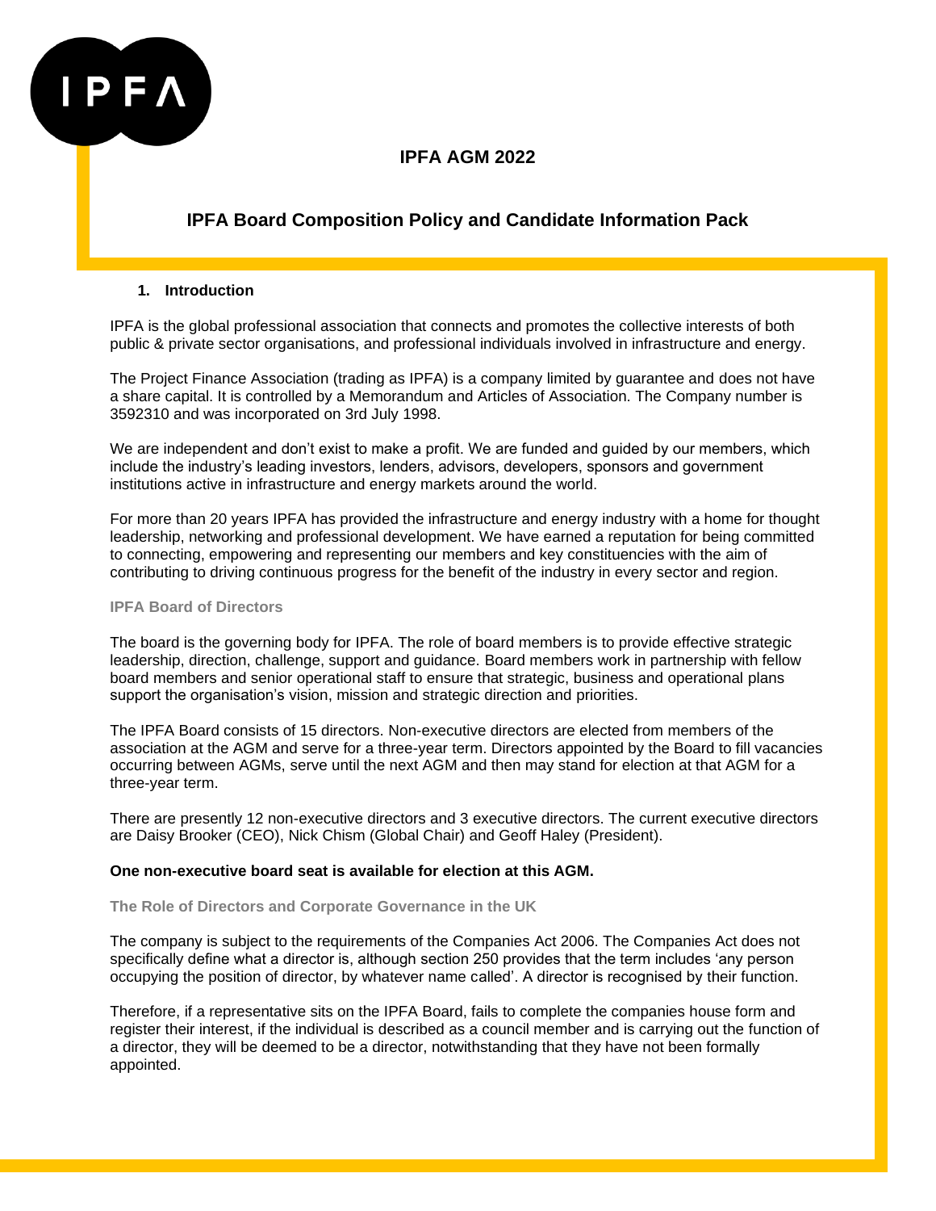# IPFA AGM 2022

## IPFA Board Composition Policy and Candidate Information Pack

### 1. Introduction

IPFA is the global professional association that connects and promotes the collective interests of both public & private sector organisations, and professional individuals involved in infrastructure and energy.

The Project Finance Association (trading as IPFA) is a company limited by guarantee and does not have a share capital. It is controlled by a Memorandum and Articles of Association. The Company number is 3592310 and was incorporated on 3rd July 1998.

We are independent and don't exist to make a profit. We are funded and guided by our members, which include the industry's leading investors, lenders, advisors, developers, sponsors and government institutions active in infrastructure and energy markets around the world.

For more than 20 years IPFA has provided the infrastructure and energy industry with a home for thought leadership, networking and professional development. We have earned a reputation for being committed to connecting, empowering and representing our members and key constituencies with the aim of contributing to driving continuous progress for the benefit of the industry in every sector and region.

#### IPFA Board of Directors

The board is the governing body for IPFA. The role of board members is to provide effective strategic leadership, direction, challenge, support and guidance. Board members work in partnership with fellow board members and senior operational staff to ensure that strategic, business and operational plans support the organisation's vision, mission and strategic direction and priorities.

The IPFA Board consists of 15 directors. Non-executive directors are elected from members of the association at the AGM and serve for a three-year term. Directors appointed by the Board to fill vacancies occurring between AGMs, serve until the next AGM and then may stand for election at that AGM for a three-year term.

There are presently 12 non-executive directors and 3 executive directors. The current executive directors are Daisy Brooker (CEO), Nick Chism (Global Chair) and Geoff Haley (President).

**One non-executive board seat is available for election at this AGM.**

#### The Role of Directors and Corporate Governance in the UK

The company is subject to the requirements of the Companies Act 2006. The Companies Act does not specifically define what a director is, although section 250 provides that the term includes 'any person occupying the position of director, by whatever name called'. A director is recognised by their function.

Therefore, if a representative sits on the IPFA Board, fails to complete the companies house form and register their interest, if the individual is described as a council member and is carrying out the function of a director, they will be deemed to be a director, notwithstanding that they have not been formally appointed.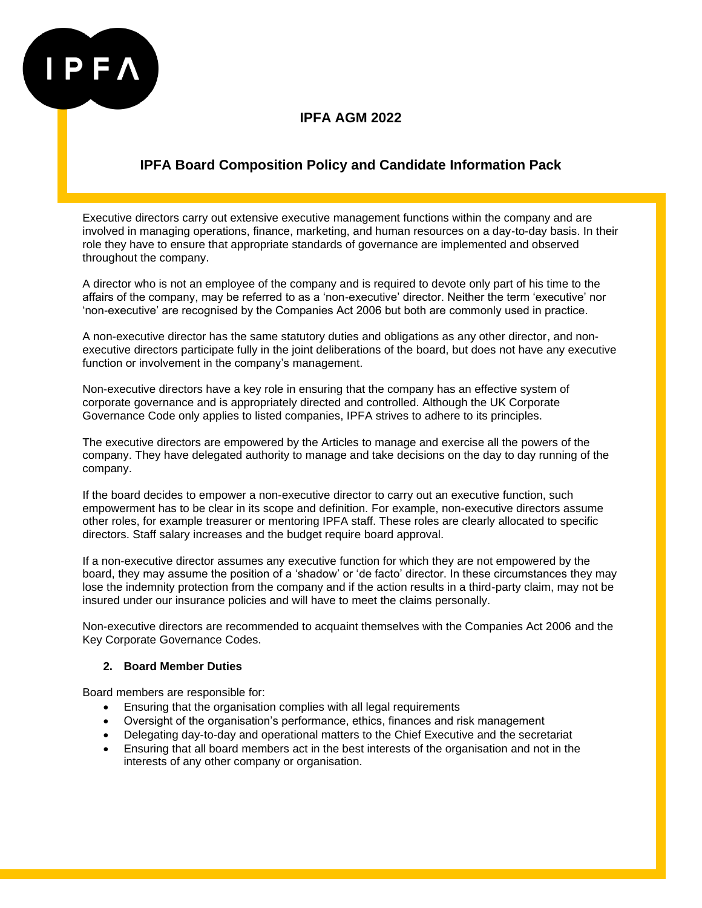Executive directors carry out extensive executive management functions within the company and are involved in managing operations, finance, marketing, and human resources on a day-to-day basis. In their role they have to ensure that appropriate standards of governance are implemented and observed throughout the company.

A director who is not an employee of the company and is required to devote only part of his time to the affairs of the company, may be referred to as a 'non-executive' director. Neither the term 'executive' nor 'non-executive' are recognised by the Companies Act 2006 but both are commonly used in practice.

A non-executive director has the same statutory duties and obligations as any other director, and non-executive directors participate fully in the joint deliberations of the board, but does not have any executive function or involvement in the company's management.

Non-executive directors have a key role in ensuring that the company has an effective system of corporate governance and is appropriately directed and controlled. Although the UK Corporate Governance Code only applies to listed companies, IPFA strives to adhere to its principles.

The executive directors are empowered by the Articles to manage and exercise all the powers of the company. They have delegated authority to manage and take decisions on the day to day running of the company.

If the board decides to empower a non-executive director to carry out an executive function, such empowerment has to be clear in its scope and definition. For example, non-executive directors assume other roles, for example treasurer or mentoring IPFA staff. These roles are clearly allocated to specific directors. Staff salary increases and the budget require board approval.

If a non-executive director assumes any executive function for which they are not empowered by the board, they may assume the position of a 'shadow' or 'de facto' director. In these circumstances they may lose the indemnity protection from the company and if the action results in a third-party claim, may not be insured under our insurance policies and will have to meet the claims personally.

Non-executive directors are recommended to acquaint themselves with the Companies Act 2006 and the Key Corporate Governance Codes.

## 2. Board Member Duties

Board members are responsible for:

- Ensuring that the organisation complies with all legal requirements
- Oversight of the organisation's performance, ethics, finances and risk management
- Delegating day-to-day and operational matters to the Chief Executive and the secretariat
- Ensuring that all board members act in the best interests of the organisation and not in the interests of any other company or organisation.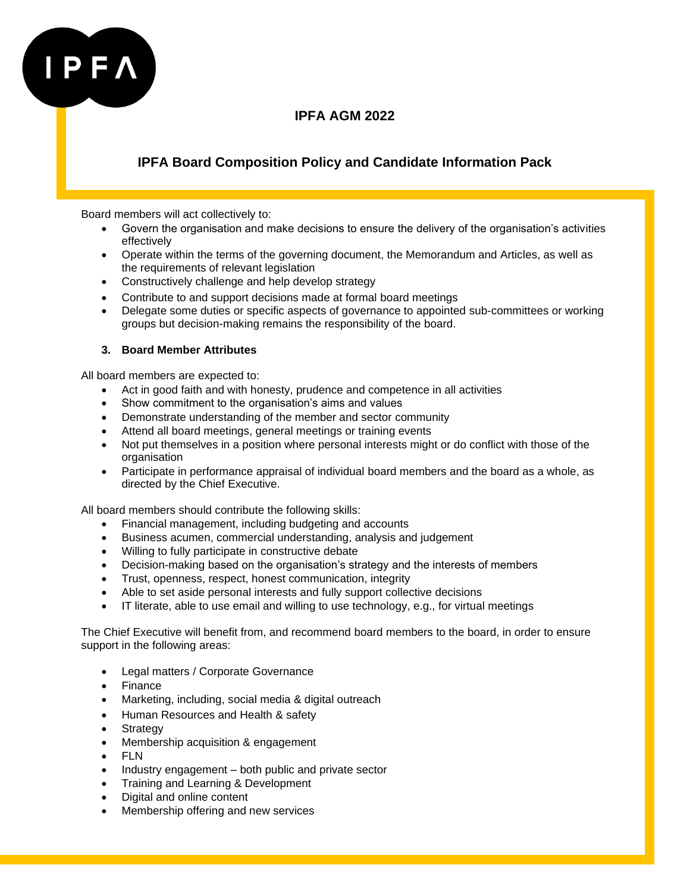# IPFA AGM 2022

## IPFA Board Composition Policy and Candidate Information Pack

Board members will act collectively to:

- Govern the organisation and make decisions to ensure the delivery of the organisation's activities effectively
- Operate within the terms of the governing document, the Memorandum and Articles, as well as the requirements of relevant legislation
- Constructively challenge and help develop strategy
- Contribute to and support decisions made at formal board meetings
- Delegate some duties or specific aspects of governance to appointed sub-committees or working groups but decision-making remains the responsibility of the board.

### 3. Board Member Attributes

All board members are expected to:

- Act in good faith and with honesty, prudence and competence in all activities
- Show commitment to the organisation's aims and values
- Demonstrate understanding of the member and sector community
- Attend all board meetings, general meetings or training events
- Not put themselves in a position where personal interests might or do conflict with those of the organisation
- Participate in performance appraisal of individual board members and the board as a whole, as directed by the Chief Executive.

All board members should contribute the following skills:

- Financial management, including budgeting and accounts
- Business acumen, commercial understanding, analysis and judgement
- Willing to fully participate in constructive debate
- Decision-making based on the organisation's strategy and the interests of members
- Trust, openness, respect, honest communication, integrity
- Able to set aside personal interests and fully support collective decisions
- IT literate, able to use email and willing to use technology, e.g., for virtual meetings

The Chief Executive will benefit from, and recommend board members to the board, in order to ensure support in the following areas:

- Legal matters / Corporate Governance
- Finance
- Marketing, including, social media & digital outreach
- Human Resources and Health & safety
- Strategy
- Membership acquisition & engagement
- FLN
- Industry engagement – both public and private sector
- Training and Learning & Development
- Digital and online content
- Membership offering and new services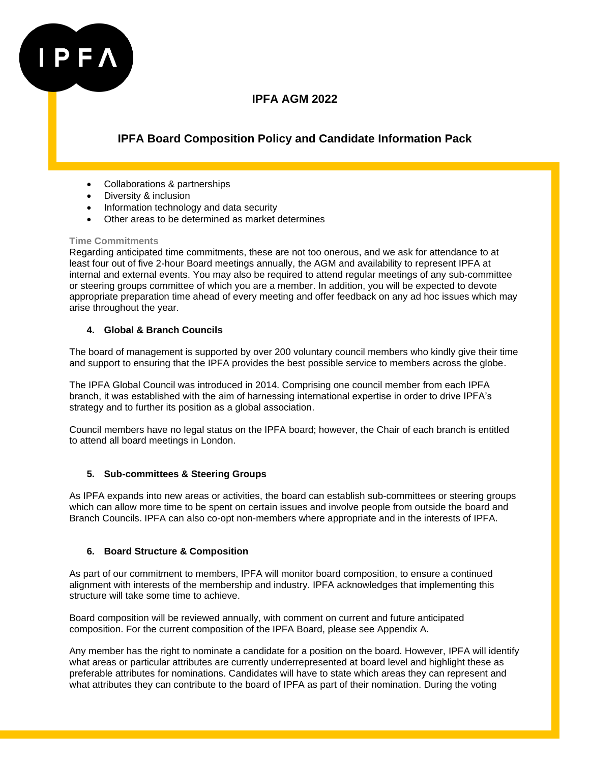- Collaborations & partnerships
- Diversity & inclusion
- Information technology and data security
- Other areas to be determined as market determines

**Time Commitments**

Regarding anticipated time commitments, these are not too onerous, and we ask for attendance to at least four out of five 2-hour Board meetings annually, the AGM and availability to represent IPFA at internal and external events. You may also be required to attend regular meetings of any sub-committee or steering groups committee of which you are a member. In addition, you will be expected to devote appropriate preparation time ahead of every meeting and offer feedback on any ad hoc issues which may arise throughout the year.

### 4. Global & Branch Councils

The board of management is supported by over 200 voluntary council members who kindly give their time and support to ensuring that the IPFA provides the best possible service to members across the globe.

The IPFA Global Council was introduced in 2014. Comprising one council member from each IPFA branch, it was established with the aim of harnessing international expertise in order to drive IPFA's strategy and to further its position as a global association.

Council members have no legal status on the IPFA board; however, the Chair of each branch is entitled to attend all board meetings in London.

### 5. Sub-committees & Steering Groups

As IPFA expands into new areas or activities, the board can establish sub-committees or steering groups which can allow more time to be spent on certain issues and involve people from outside the board and Branch Councils. IPFA can also co-opt non-members where appropriate and in the interests of IPFA.

### 6. Board Structure & Composition

As part of our commitment to members, IPFA will monitor board composition, to ensure a continued alignment with interests of the membership and industry. IPFA acknowledges that implementing this structure will take some time to achieve.

Board composition will be reviewed annually, with comment on current and future anticipated composition. For the current composition of the IPFA Board, please see Appendix A.

Any member has the right to nominate a candidate for a position on the board. However, IPFA will identify what areas or particular attributes are currently underrepresented at board level and highlight these as preferable attributes for nominations. Candidates will have to state which areas they can represent and what attributes they can contribute to the board of IPFA as part of their nomination. During the voting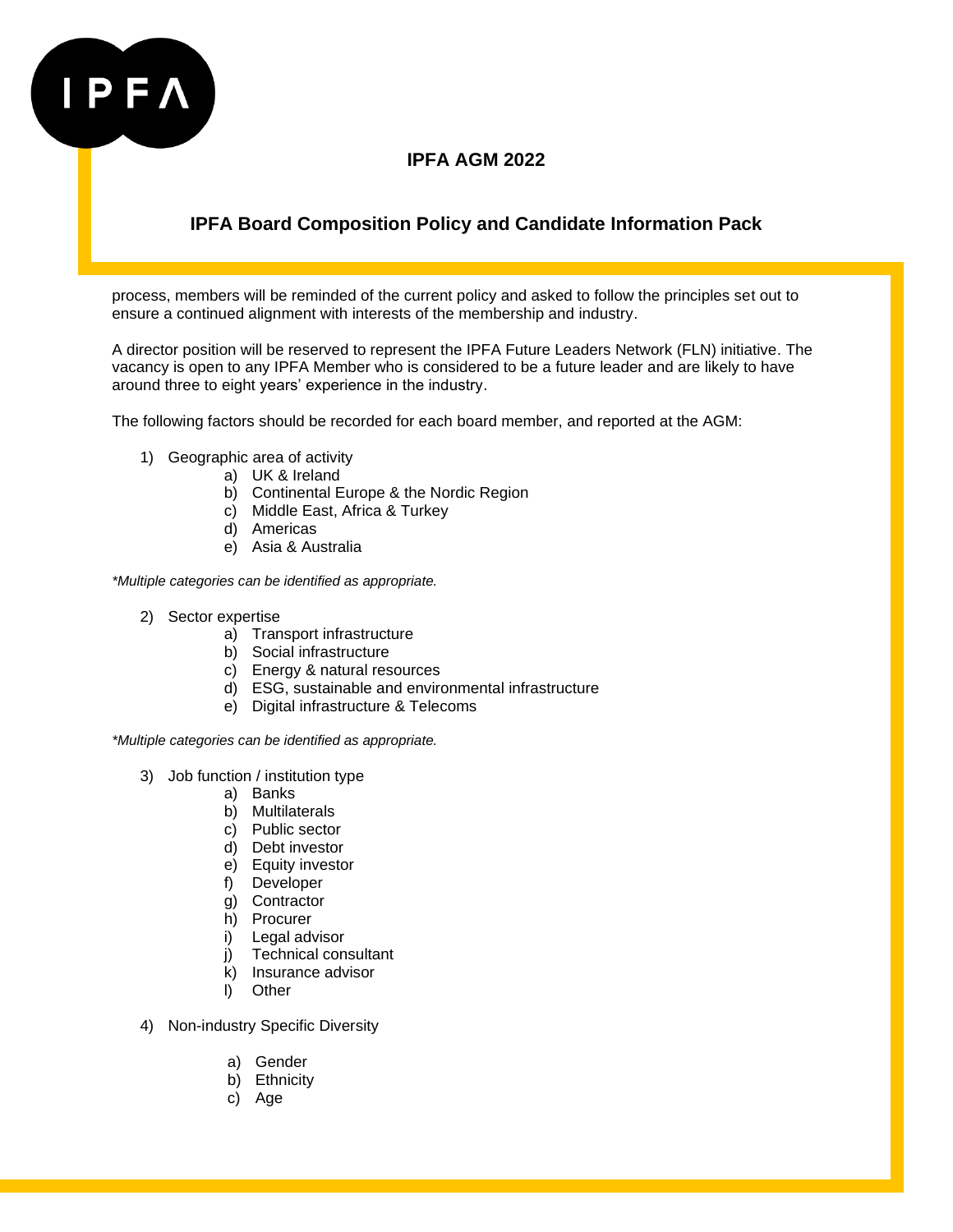process, members will be reminded of the current policy and asked to follow the principles set out to ensure a continued alignment with interests of the membership and industry.

A director position will be reserved to represent the IPFA Future Leaders Network (FLN) initiative. The vacancy is open to any IPFA Member who is considered to be a future leader and are likely to have around three to eight years' experience in the industry.

The following factors should be recorded for each board member, and reported at the AGM:

1) Geographic area of activity
   a) UK & Ireland
   b) Continental Europe & the Nordic Region
   c) Middle East, Africa & Turkey
   d) Americas
   e) Asia & Australia

*\*Multiple categories can be identified as appropriate.*

2) Sector expertise
   a) Transport infrastructure
   b) Social infrastructure
   c) Energy & natural resources
   d) ESG, sustainable and environmental infrastructure
   e) Digital infrastructure & Telecoms

*\*Multiple categories can be identified as appropriate.*

3) Job function / institution type
   a) Banks
   b) Multilaterals
   c) Public sector
   d) Debt investor
   e) Equity investor
   f) Developer
   g) Contractor
   h) Procurer
   i) Legal advisor
   j) Technical consultant
   k) Insurance advisor
   l) Other

4) Non-industry Specific Diversity
   a) Gender
   b) Ethnicity
   c) Age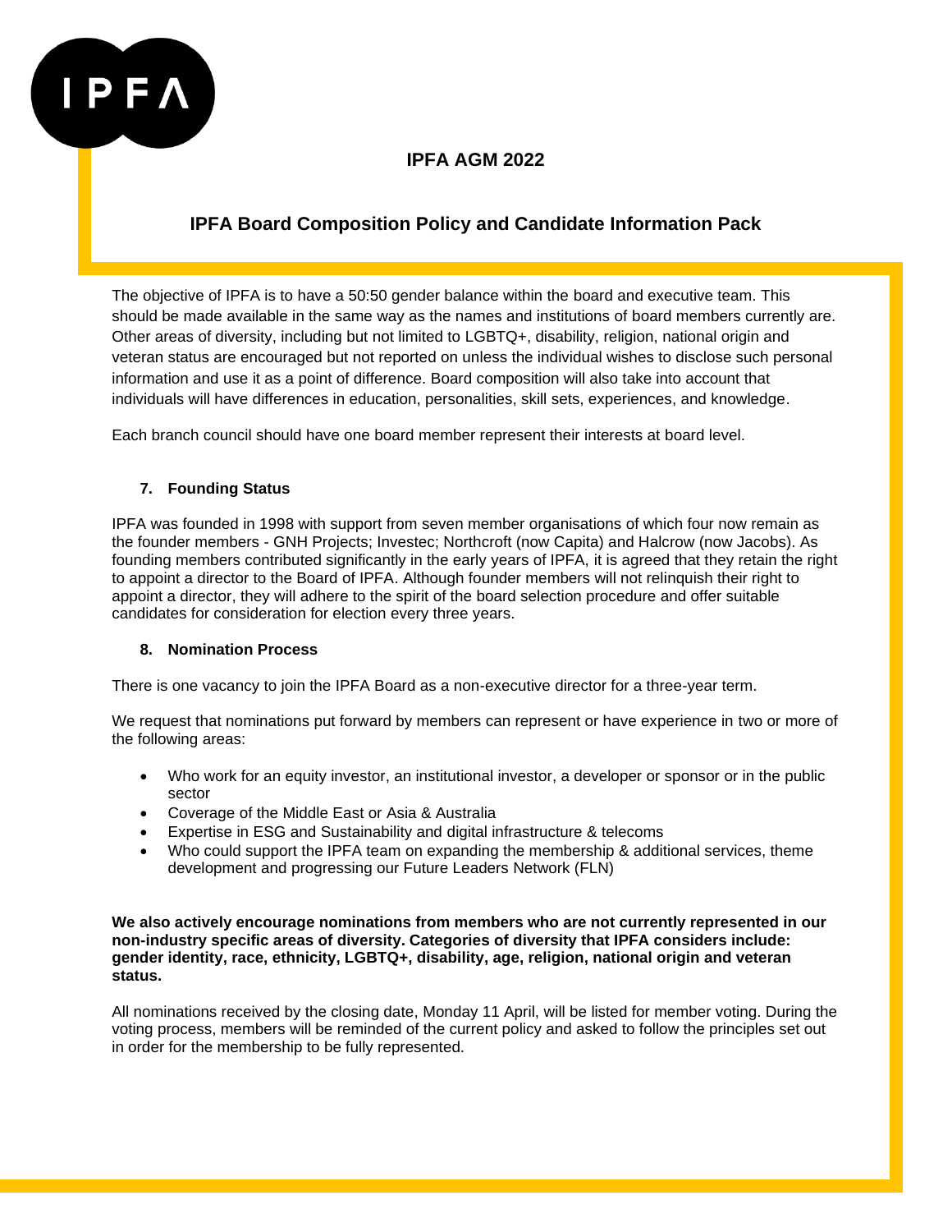# IPFA AGM 2022

## IPFA Board Composition Policy and Candidate Information Pack

The objective of IPFA is to have a 50:50 gender balance within the board and executive team. This should be made available in the same way as the names and institutions of board members currently are. Other areas of diversity, including but not limited to LGBTQ+, disability, religion, national origin and veteran status are encouraged but not reported on unless the individual wishes to disclose such personal information and use it as a point of difference. Board composition will also take into account that individuals will have differences in education, personalities, skill sets, experiences, and knowledge.

Each branch council should have one board member represent their interests at board level.

### 7. Founding Status

IPFA was founded in 1998 with support from seven member organisations of which four now remain as the founder members - GNH Projects; Investec; Northcroft (now Capita) and Halcrow (now Jacobs). As founding members contributed significantly in the early years of IPFA, it is agreed that they retain the right to appoint a director to the Board of IPFA. Although founder members will not relinquish their right to appoint a director, they will adhere to the spirit of the board selection procedure and offer suitable candidates for consideration for election every three years.

### 8. Nomination Process

There is one vacancy to join the IPFA Board as a non-executive director for a three-year term.

We request that nominations put forward by members can represent or have experience in two or more of the following areas:

- Who work for an equity investor, an institutional investor, a developer or sponsor or in the public sector
- Coverage of the Middle East or Asia & Australia
- Expertise in ESG and Sustainability and digital infrastructure & telecoms
- Who could support the IPFA team on expanding the membership & additional services, theme development and progressing our Future Leaders Network (FLN)

**We also actively encourage nominations from members who are not currently represented in our non-industry specific areas of diversity. Categories of diversity that IPFA considers include: gender identity, race, ethnicity, LGBTQ+, disability, age, religion, national origin and veteran status.**

All nominations received by the closing date, Monday 11 April, will be listed for member voting. During the voting process, members will be reminded of the current policy and asked to follow the principles set out in order for the membership to be fully represented.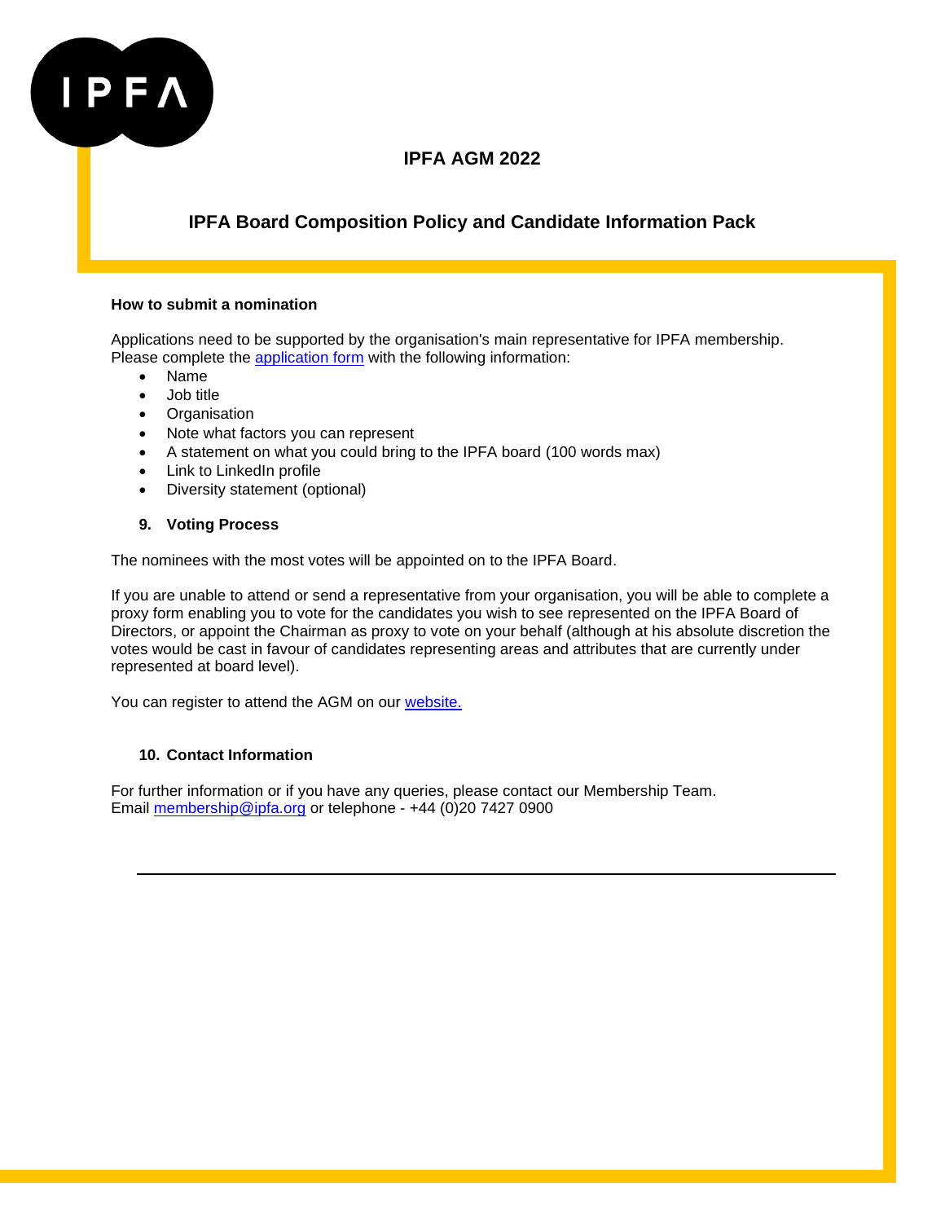# IPFA AGM 2022

## IPFA Board Composition Policy and Candidate Information Pack

**How to submit a nomination**

Applications need to be supported by the organisation's main representative for IPFA membership. Please complete the application form with the following information:

- Name
- Job title
- Organisation
- Note what factors you can represent
- A statement on what you could bring to the IPFA board (100 words max)
- Link to LinkedIn profile
- Diversity statement (optional)

### 9. Voting Process

The nominees with the most votes will be appointed on to the IPFA Board.

If you are unable to attend or send a representative from your organisation, you will be able to complete a proxy form enabling you to vote for the candidates you wish to see represented on the IPFA Board of Directors, or appoint the Chairman as proxy to vote on your behalf (although at his absolute discretion the votes would be cast in favour of candidates representing areas and attributes that are currently under represented at board level).

You can register to attend the AGM on our website.

### 10. Contact Information

For further information or if you have any queries, please contact our Membership Team.
Email membership@ipfa.org or telephone - +44 (0)20 7427 0900

---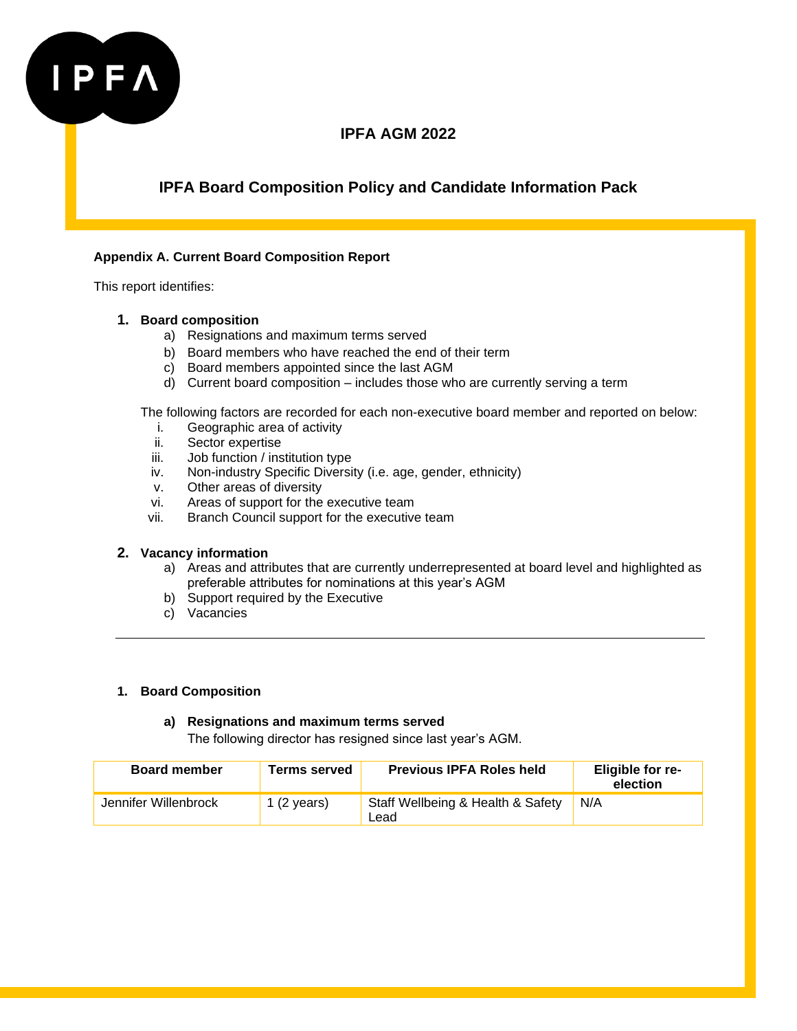IPFA

# IPFA AGM 2022

## IPFA Board Composition Policy and Candidate Information Pack

**Appendix A. Current Board Composition Report**

This report identifies:

1. **Board composition**
   a) Resignations and maximum terms served
   b) Board members who have reached the end of their term
   c) Board members appointed since the last AGM
   d) Current board composition – includes those who are currently serving a term

   The following factors are recorded for each non-executive board member and reported on below:
   i. Geographic area of activity
   ii. Sector expertise
   iii. Job function / institution type
   iv. Non-industry Specific Diversity (i.e. age, gender, ethnicity)
   v. Other areas of diversity
   vi. Areas of support for the executive team
   vii. Branch Council support for the executive team

2. **Vacancy information**
   a) Areas and attributes that are currently underrepresented at board level and highlighted as preferable attributes for nominations at this year's AGM
   b) Support required by the Executive
   c) Vacancies

---

### 1. Board Composition

#### a) Resignations and maximum terms served

The following director has resigned since last year's AGM.

| Board member | Terms served | Previous IPFA Roles held | Eligible for re-election |
|---|---|---|---|
| Jennifer Willenbrock | 1 (2 years) | Staff Wellbeing & Health & Safety Lead | N/A |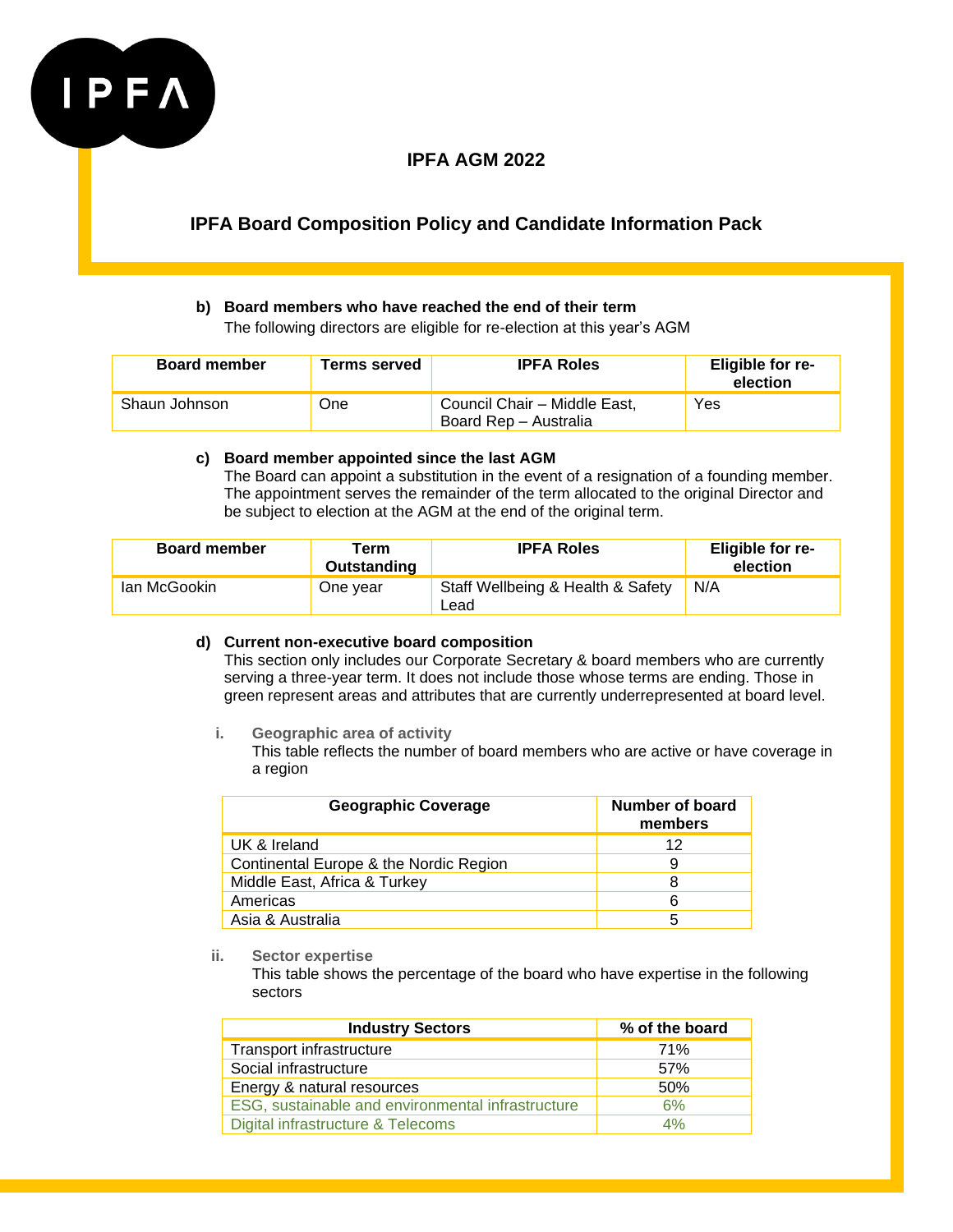# IPFA AGM 2022

## IPFA Board Composition Policy and Candidate Information Pack

**b) Board members who have reached the end of their term**

The following directors are eligible for re-election at this year's AGM

| Board member | Terms served | IPFA Roles | Eligible for re-election |
|---|---|---|---|
| Shaun Johnson | One | Council Chair – Middle East, Board Rep – Australia | Yes |

**c) Board member appointed since the last AGM**

The Board can appoint a substitution in the event of a resignation of a founding member. The appointment serves the remainder of the term allocated to the original Director and be subject to election at the AGM at the end of the original term.

| Board member | Term Outstanding | IPFA Roles | Eligible for re-election |
|---|---|---|---|
| Ian McGookin | One year | Staff Wellbeing & Health & Safety Lead | N/A |

**d) Current non-executive board composition**

This section only includes our Corporate Secretary & board members who are currently serving a three-year term. It does not include those whose terms are ending. Those in green represent areas and attributes that are currently underrepresented at board level.

i. **Geographic area of activity**

This table reflects the number of board members who are active or have coverage in a region

| Geographic Coverage | Number of board members |
|---|---|
| UK & Ireland | 12 |
| Continental Europe & the Nordic Region | 9 |
| Middle East, Africa & Turkey | 8 |
| Americas | 6 |
| Asia & Australia | 5 |

ii. **Sector expertise**

This table shows the percentage of the board who have expertise in the following sectors

| Industry Sectors | % of the board |
|---|---|
| Transport infrastructure | 71% |
| Social infrastructure | 57% |
| Energy & natural resources | 50% |
| ESG, sustainable and environmental infrastructure | 6% |
| Digital infrastructure & Telecoms | 4% |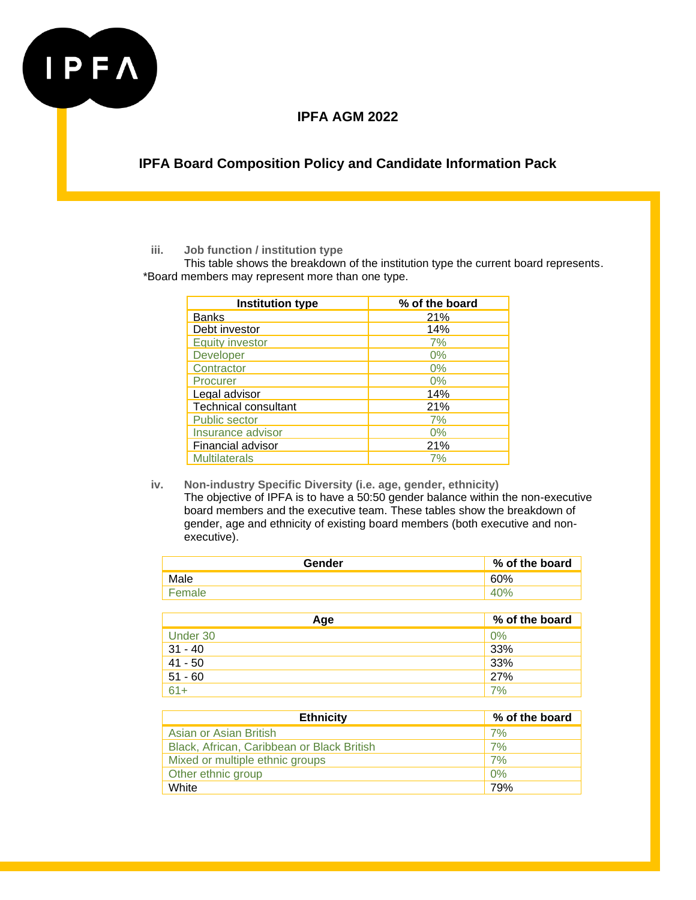**IPFA AGM 2022**

## IPFA Board Composition Policy and Candidate Information Pack

**iii. Job function / institution type**

This table shows the breakdown of the institution type the current board represents. *Board members may represent more than one type.

| Institution type | % of the board |
|---|---|
| Banks | 21% |
| Debt investor | 14% |
| Equity investor | 7% |
| Developer | 0% |
| Contractor | 0% |
| Procurer | 0% |
| Legal advisor | 14% |
| Technical consultant | 21% |
| Public sector | 7% |
| Insurance advisor | 0% |
| Financial advisor | 21% |
| Multilaterals | 7% |

**iv. Non-industry Specific Diversity (i.e. age, gender, ethnicity)**

The objective of IPFA is to have a 50:50 gender balance within the non-executive board members and the executive team. These tables show the breakdown of gender, age and ethnicity of existing board members (both executive and non-executive).

| Gender | % of the board |
|---|---|
| Male | 60% |
| Female | 40% |

| Age | % of the board |
|---|---|
| Under 30 | 0% |
| 31 - 40 | 33% |
| 41 - 50 | 33% |
| 51 - 60 | 27% |
| 61+ | 7% |

| Ethnicity | % of the board |
|---|---|
| Asian or Asian British | 7% |
| Black, African, Caribbean or Black British | 7% |
| Mixed or multiple ethnic groups | 7% |
| Other ethnic group | 0% |
| White | 79% |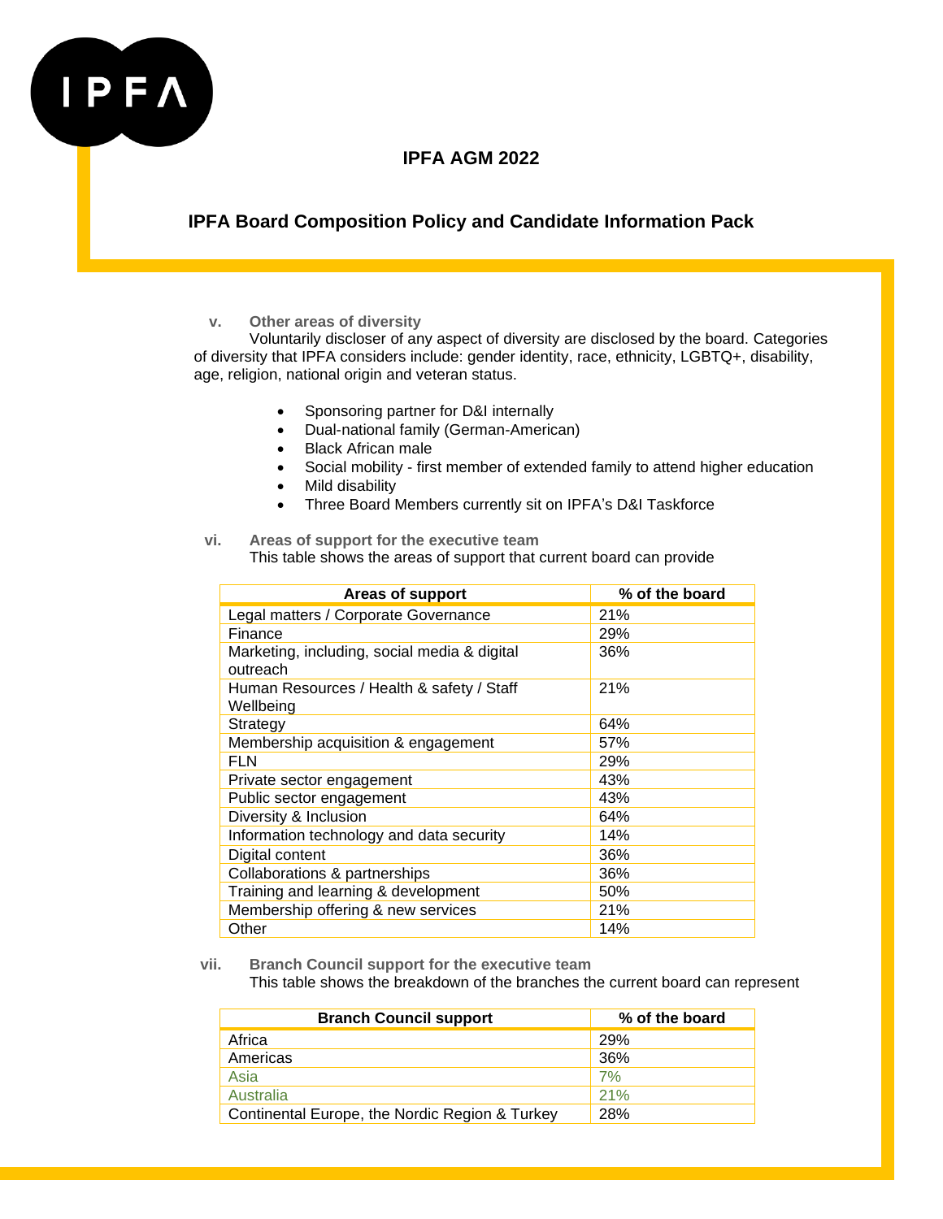# IPFA AGM 2022

## IPFA Board Composition Policy and Candidate Information Pack

**v. Other areas of diversity**

Voluntarily discloser of any aspect of diversity are disclosed by the board. Categories of diversity that IPFA considers include: gender identity, race, ethnicity, LGBTQ+, disability, age, religion, national origin and veteran status.

- Sponsoring partner for D&I internally
- Dual-national family (German-American)
- Black African male
- Social mobility - first member of extended family to attend higher education
- Mild disability
- Three Board Members currently sit on IPFA's D&I Taskforce

**vi. Areas of support for the executive team**

This table shows the areas of support that current board can provide

| Areas of support | % of the board |
|---|---|
| Legal matters / Corporate Governance | 21% |
| Finance | 29% |
| Marketing, including, social media & digital outreach | 36% |
| Human Resources / Health & safety / Staff Wellbeing | 21% |
| Strategy | 64% |
| Membership acquisition & engagement | 57% |
| FLN | 29% |
| Private sector engagement | 43% |
| Public sector engagement | 43% |
| Diversity & Inclusion | 64% |
| Information technology and data security | 14% |
| Digital content | 36% |
| Collaborations & partnerships | 36% |
| Training and learning & development | 50% |
| Membership offering & new services | 21% |
| Other | 14% |

**vii. Branch Council support for the executive team**

This table shows the breakdown of the branches the current board can represent

| Branch Council support | % of the board |
|---|---|
| Africa | 29% |
| Americas | 36% |
| Asia | 7% |
| Australia | 21% |
| Continental Europe, the Nordic Region & Turkey | 28% |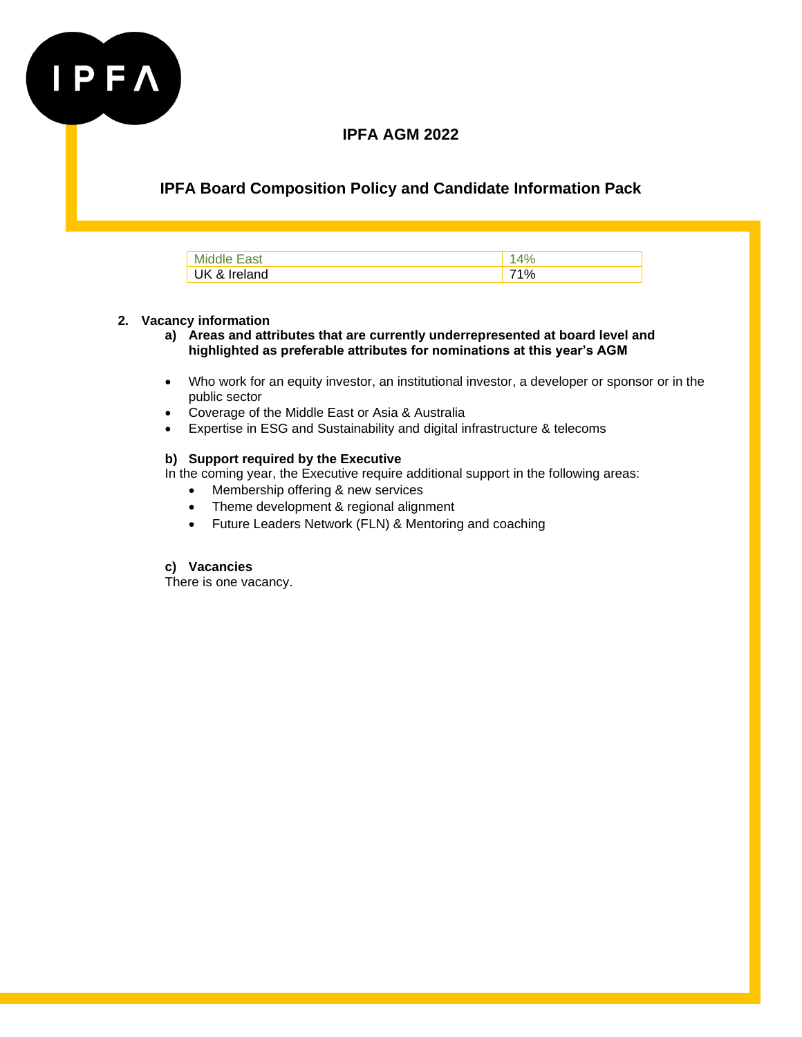| | |
|---|---|
| Middle East | 14% |
| UK & Ireland | 71% |

## 2. Vacancy information

### a) Areas and attributes that are currently underrepresented at board level and highlighted as preferable attributes for nominations at this year's AGM

- Who work for an equity investor, an institutional investor, a developer or sponsor or in the public sector
- Coverage of the Middle East or Asia & Australia
- Expertise in ESG and Sustainability and digital infrastructure & telecoms

### b) Support required by the Executive

In the coming year, the Executive require additional support in the following areas:

- Membership offering & new services
- Theme development & regional alignment
- Future Leaders Network (FLN) & Mentoring and coaching

### c) Vacancies

There is one vacancy.